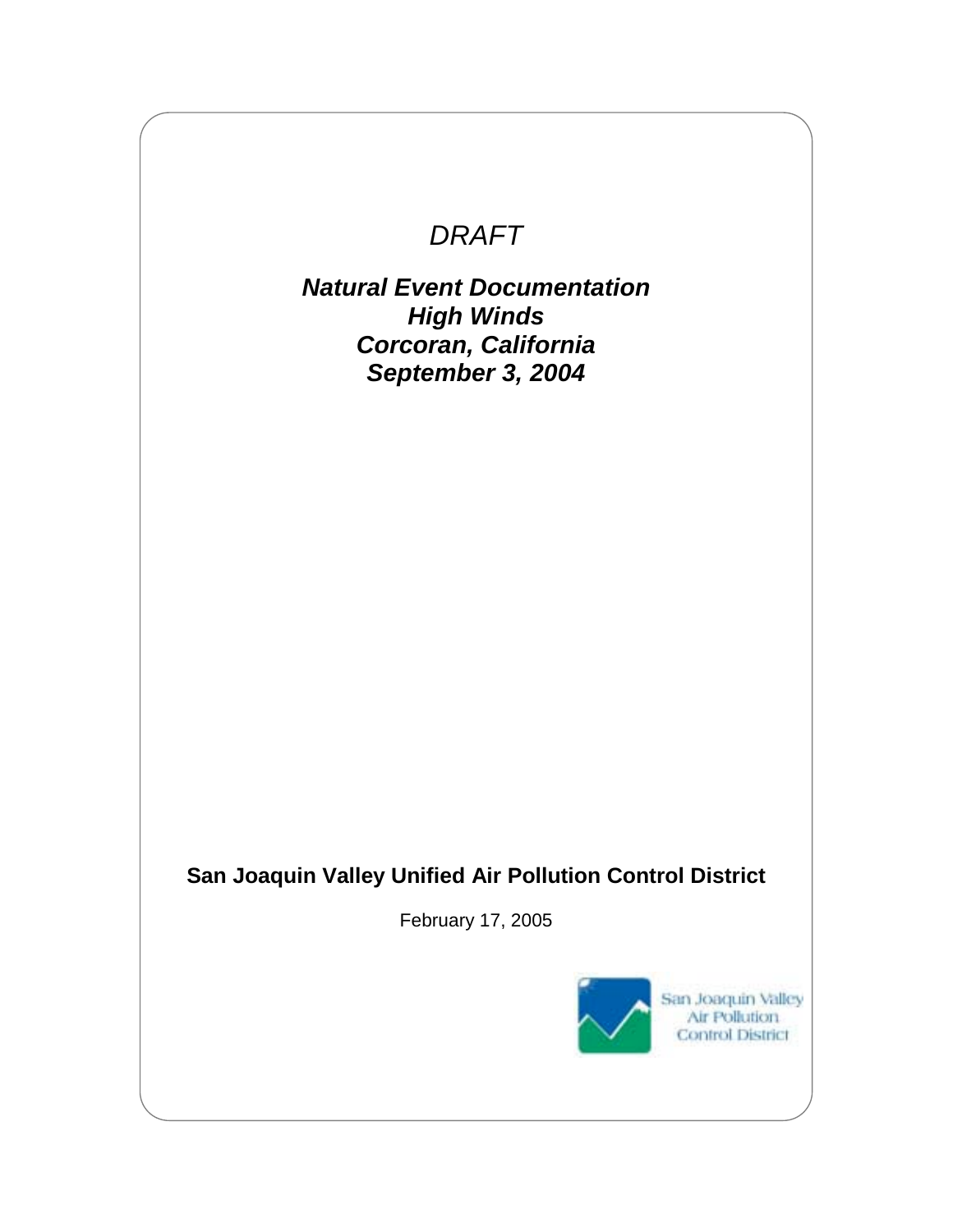*DRAFT*

# *Natural Event Documentation*
# *High Winds*
# *Corcoran, California*
# *September 3, 2004*

**San Joaquin Valley Unified Air Pollution Control District**

February 17, 2005

San Joaquin Valley Air Pollution Control District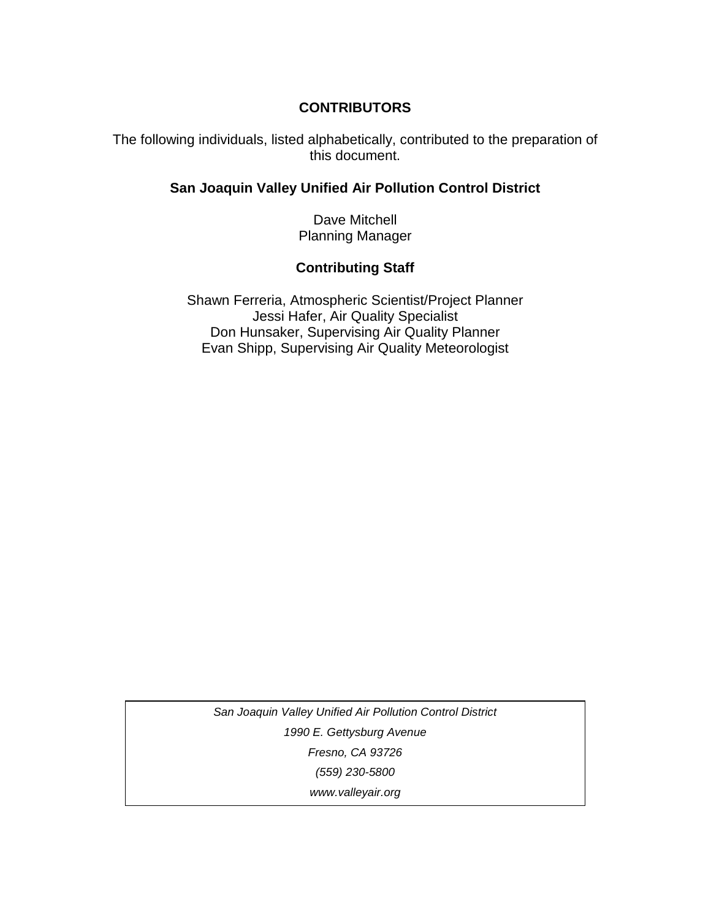## CONTRIBUTORS

The following individuals, listed alphabetically, contributed to the preparation of this document.

### San Joaquin Valley Unified Air Pollution Control District

Dave Mitchell
Planning Manager

### Contributing Staff

Shawn Ferreria, Atmospheric Scientist/Project Planner
Jessi Hafer, Air Quality Specialist
Don Hunsaker, Supervising Air Quality Planner
Evan Shipp, Supervising Air Quality Meteorologist

*San Joaquin Valley Unified Air Pollution Control District*
*1990 E. Gettysburg Avenue*
*Fresno, CA 93726*
*(559) 230-5800*
*www.valleyair.org*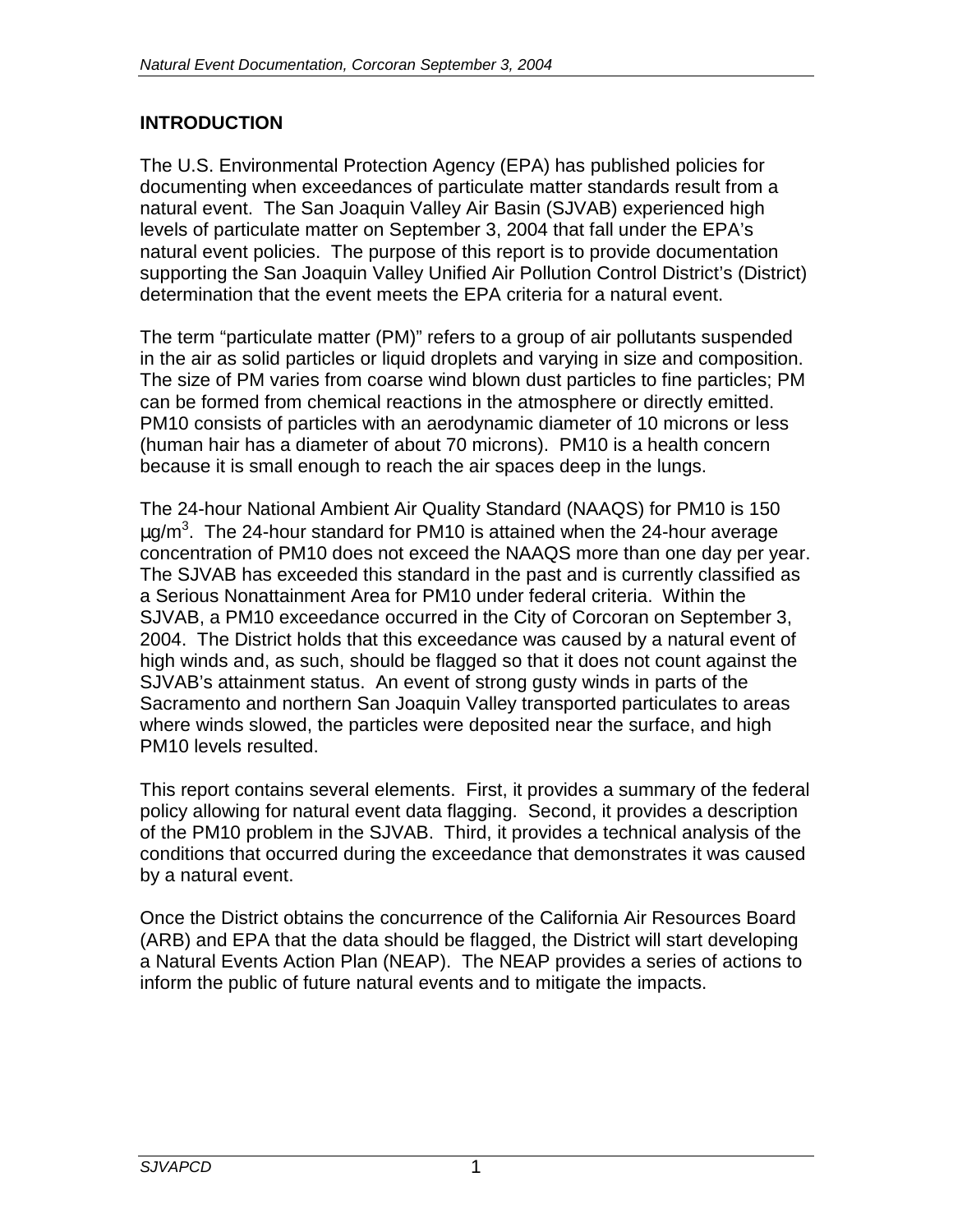## INTRODUCTION

The U.S. Environmental Protection Agency (EPA) has published policies for documenting when exceedances of particulate matter standards result from a natural event. The San Joaquin Valley Air Basin (SJVAB) experienced high levels of particulate matter on September 3, 2004 that fall under the EPA's natural event policies. The purpose of this report is to provide documentation supporting the San Joaquin Valley Unified Air Pollution Control District's (District) determination that the event meets the EPA criteria for a natural event.

The term "particulate matter (PM)" refers to a group of air pollutants suspended in the air as solid particles or liquid droplets and varying in size and composition. The size of PM varies from coarse wind blown dust particles to fine particles; PM can be formed from chemical reactions in the atmosphere or directly emitted. PM10 consists of particles with an aerodynamic diameter of 10 microns or less (human hair has a diameter of about 70 microns). PM10 is a health concern because it is small enough to reach the air spaces deep in the lungs.

The 24-hour National Ambient Air Quality Standard (NAAQS) for PM10 is 150 $\mu g/m^3$. The 24-hour standard for PM10 is attained when the 24-hour average concentration of PM10 does not exceed the NAAQS more than one day per year. The SJVAB has exceeded this standard in the past and is currently classified as a Serious Nonattainment Area for PM10 under federal criteria. Within the SJVAB, a PM10 exceedance occurred in the City of Corcoran on September 3, 2004. The District holds that this exceedance was caused by a natural event of high winds and, as such, should be flagged so that it does not count against the SJVAB's attainment status. An event of strong gusty winds in parts of the Sacramento and northern San Joaquin Valley transported particulates to areas where winds slowed, the particles were deposited near the surface, and high PM10 levels resulted.

This report contains several elements. First, it provides a summary of the federal policy allowing for natural event data flagging. Second, it provides a description of the PM10 problem in the SJVAB. Third, it provides a technical analysis of the conditions that occurred during the exceedance that demonstrates it was caused by a natural event.

Once the District obtains the concurrence of the California Air Resources Board (ARB) and EPA that the data should be flagged, the District will start developing a Natural Events Action Plan (NEAP). The NEAP provides a series of actions to inform the public of future natural events and to mitigate the impacts.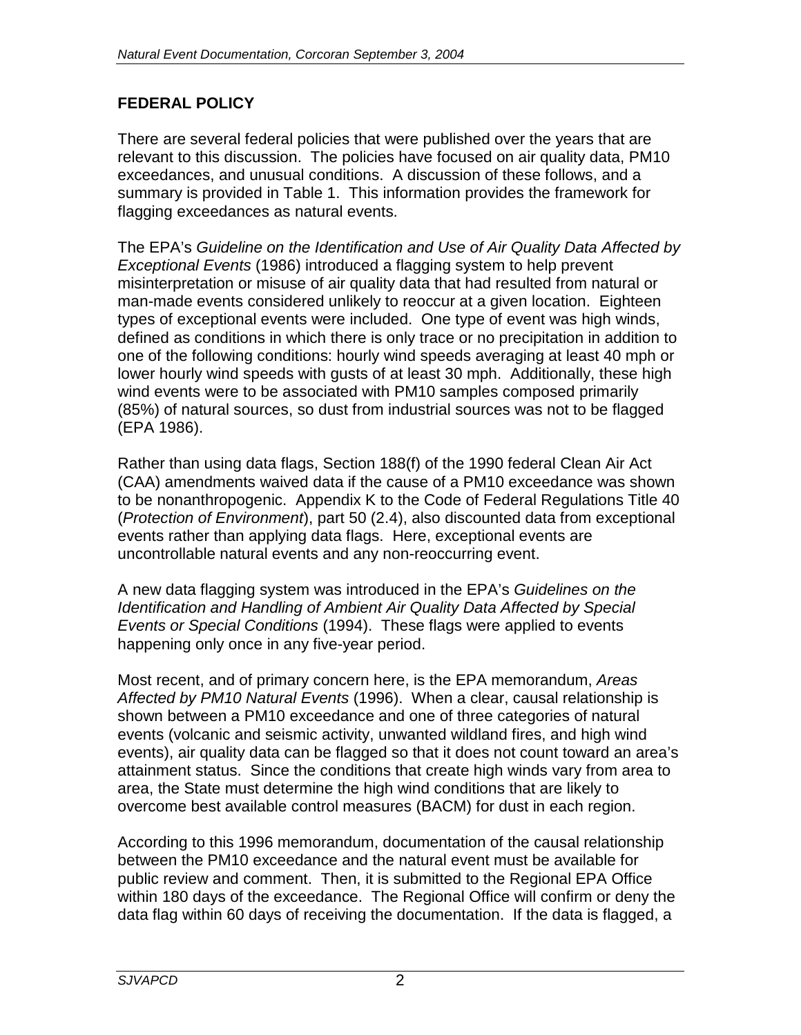## FEDERAL POLICY

There are several federal policies that were published over the years that are relevant to this discussion. The policies have focused on air quality data, PM10 exceedances, and unusual conditions. A discussion of these follows, and a summary is provided in Table 1. This information provides the framework for flagging exceedances as natural events.

The EPA's *Guideline on the Identification and Use of Air Quality Data Affected by Exceptional Events* (1986) introduced a flagging system to help prevent misinterpretation or misuse of air quality data that had resulted from natural or man-made events considered unlikely to reoccur at a given location. Eighteen types of exceptional events were included. One type of event was high winds, defined as conditions in which there is only trace or no precipitation in addition to one of the following conditions: hourly wind speeds averaging at least 40 mph or lower hourly wind speeds with gusts of at least 30 mph. Additionally, these high wind events were to be associated with PM10 samples composed primarily (85%) of natural sources, so dust from industrial sources was not to be flagged (EPA 1986).

Rather than using data flags, Section 188(f) of the 1990 federal Clean Air Act (CAA) amendments waived data if the cause of a PM10 exceedance was shown to be nonanthropogenic. Appendix K to the Code of Federal Regulations Title 40 (*Protection of Environment*), part 50 (2.4), also discounted data from exceptional events rather than applying data flags. Here, exceptional events are uncontrollable natural events and any non-reoccurring event.

A new data flagging system was introduced in the EPA's *Guidelines on the Identification and Handling of Ambient Air Quality Data Affected by Special Events or Special Conditions* (1994). These flags were applied to events happening only once in any five-year period.

Most recent, and of primary concern here, is the EPA memorandum, *Areas Affected by PM10 Natural Events* (1996). When a clear, causal relationship is shown between a PM10 exceedance and one of three categories of natural events (volcanic and seismic activity, unwanted wildland fires, and high wind events), air quality data can be flagged so that it does not count toward an area's attainment status. Since the conditions that create high winds vary from area to area, the State must determine the high wind conditions that are likely to overcome best available control measures (BACM) for dust in each region.

According to this 1996 memorandum, documentation of the causal relationship between the PM10 exceedance and the natural event must be available for public review and comment. Then, it is submitted to the Regional EPA Office within 180 days of the exceedance. The Regional Office will confirm or deny the data flag within 60 days of receiving the documentation. If the data is flagged, a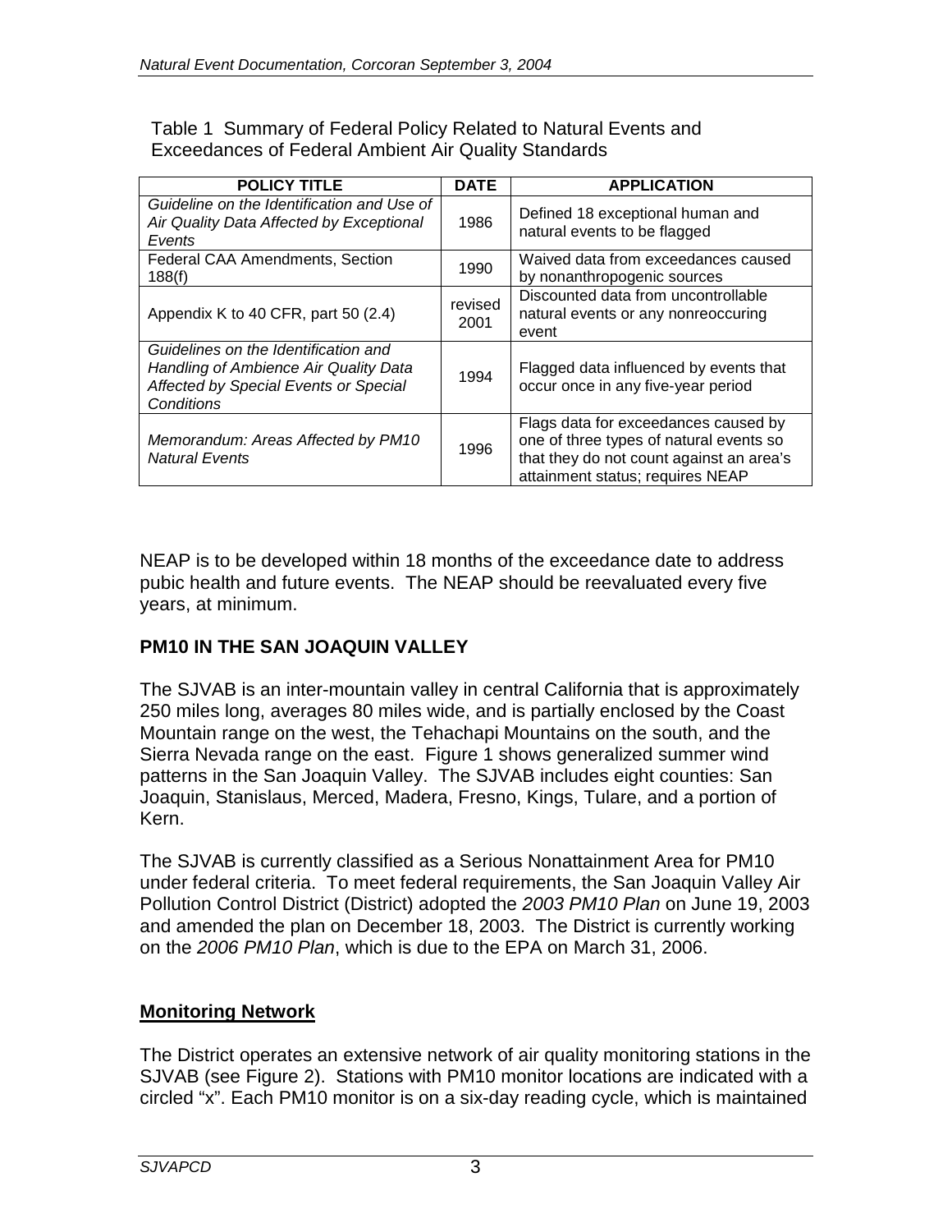Table 1 Summary of Federal Policy Related to Natural Events and Exceedances of Federal Ambient Air Quality Standards

| POLICY TITLE | DATE | APPLICATION |
|---|---|---|
| *Guideline on the Identification and Use of Air Quality Data Affected by Exceptional Events* | 1986 | Defined 18 exceptional human and natural events to be flagged |
| Federal CAA Amendments, Section 188(f) | 1990 | Waived data from exceedances caused by nonanthropogenic sources |
| Appendix K to 40 CFR, part 50 (2.4) | revised 2001 | Discounted data from uncontrollable natural events or any nonreoccuring event |
| *Guidelines on the Identification and Handling of Ambience Air Quality Data Affected by Special Events or Special Conditions* | 1994 | Flagged data influenced by events that occur once in any five-year period |
| *Memorandum: Areas Affected by PM10 Natural Events* | 1996 | Flags data for exceedances caused by one of three types of natural events so that they do not count against an area's attainment status; requires NEAP |

NEAP is to be developed within 18 months of the exceedance date to address pubic health and future events. The NEAP should be reevaluated every five years, at minimum.

## PM10 IN THE SAN JOAQUIN VALLEY

The SJVAB is an inter-mountain valley in central California that is approximately 250 miles long, averages 80 miles wide, and is partially enclosed by the Coast Mountain range on the west, the Tehachapi Mountains on the south, and the Sierra Nevada range on the east. Figure 1 shows generalized summer wind patterns in the San Joaquin Valley. The SJVAB includes eight counties: San Joaquin, Stanislaus, Merced, Madera, Fresno, Kings, Tulare, and a portion of Kern.

The SJVAB is currently classified as a Serious Nonattainment Area for PM10 under federal criteria. To meet federal requirements, the San Joaquin Valley Air Pollution Control District (District) adopted the *2003 PM10 Plan* on June 19, 2003 and amended the plan on December 18, 2003. The District is currently working on the *2006 PM10 Plan*, which is due to the EPA on March 31, 2006.

### Monitoring Network

The District operates an extensive network of air quality monitoring stations in the SJVAB (see Figure 2). Stations with PM10 monitor locations are indicated with a circled "x". Each PM10 monitor is on a six-day reading cycle, which is maintained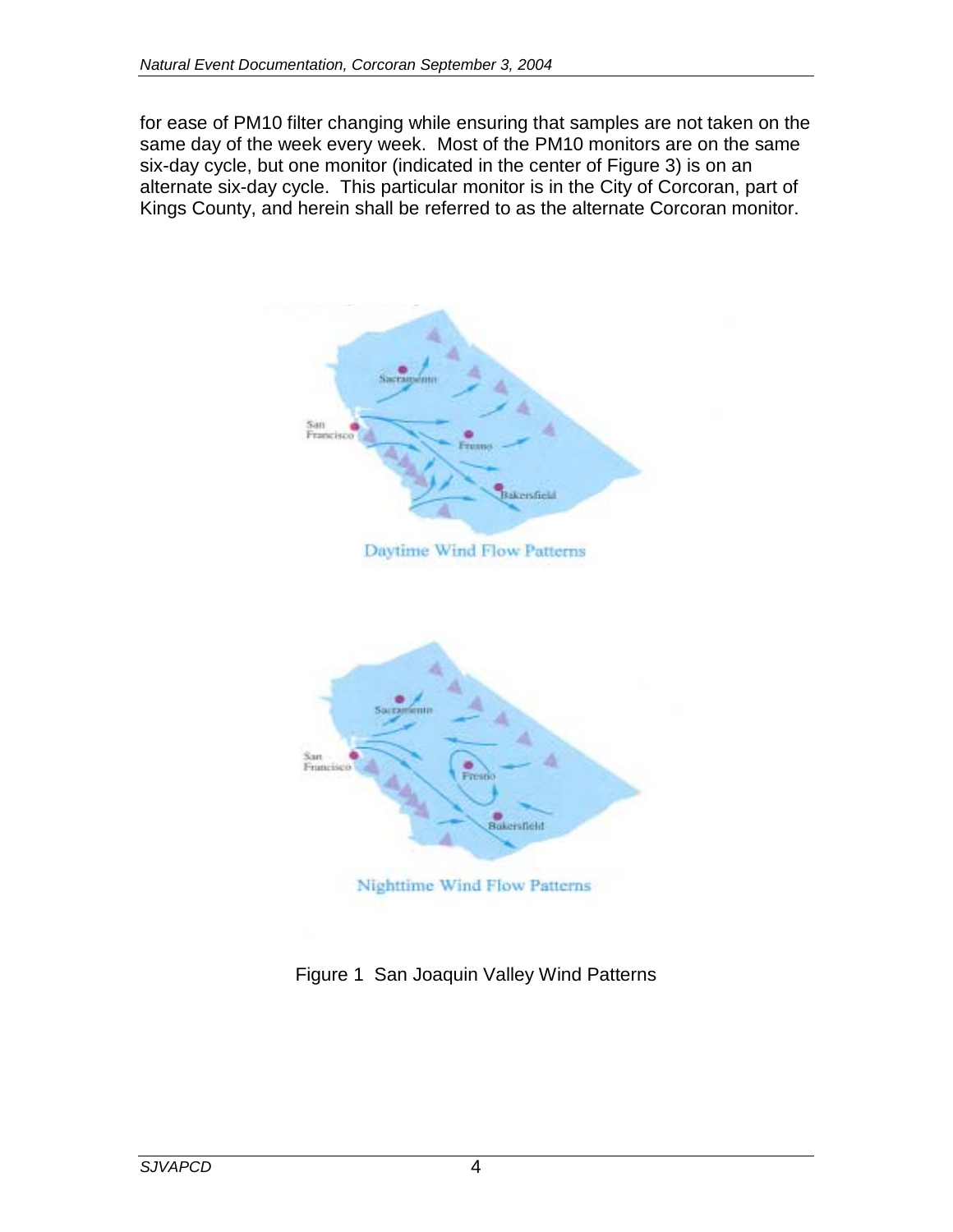for ease of PM10 filter changing while ensuring that samples are not taken on the same day of the week every week. Most of the PM10 monitors are on the same six-day cycle, but one monitor (indicated in the center of Figure 3) is on an alternate six-day cycle. This particular monitor is in the City of Corcoran, part of Kings County, and herein shall be referred to as the alternate Corcoran monitor.

Daytime Wind Flow Patterns

Nighttime Wind Flow Patterns

Figure 1 San Joaquin Valley Wind Patterns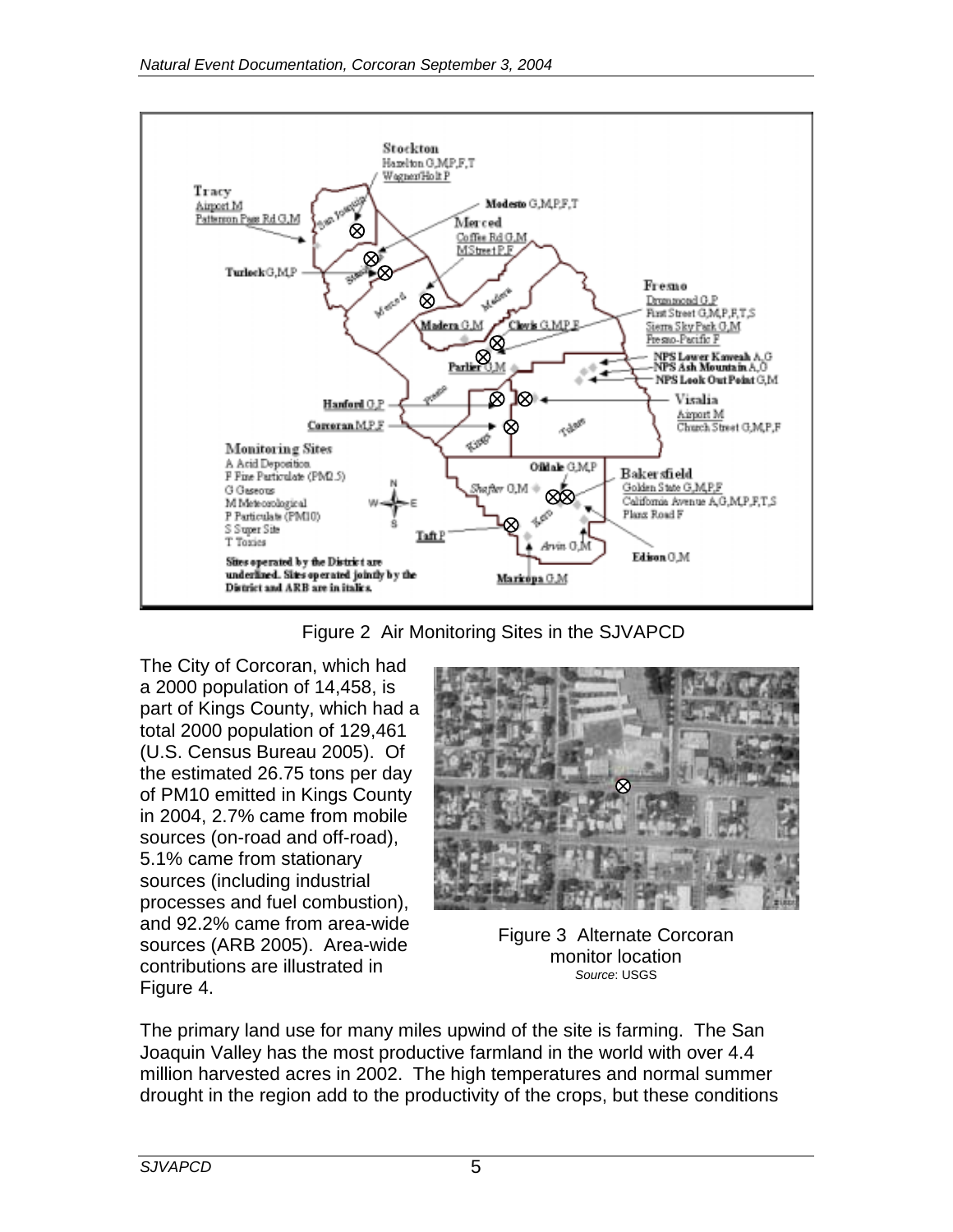Figure 2 Air Monitoring Sites in the SJVAPCD

The City of Corcoran, which had a 2000 population of 14,458, is part of Kings County, which had a total 2000 population of 129,461 (U.S. Census Bureau 2005). Of the estimated 26.75 tons per day of PM10 emitted in Kings County in 2004, 2.7% came from mobile sources (on-road and off-road), 5.1% came from stationary sources (including industrial processes and fuel combustion), and 92.2% came from area-wide sources (ARB 2005). Area-wide contributions are illustrated in Figure 4.

Figure 3 Alternate Corcoran monitor location
*Source*: USGS

The primary land use for many miles upwind of the site is farming. The San Joaquin Valley has the most productive farmland in the world with over 4.4 million harvested acres in 2002. The high temperatures and normal summer drought in the region add to the productivity of the crops, but these conditions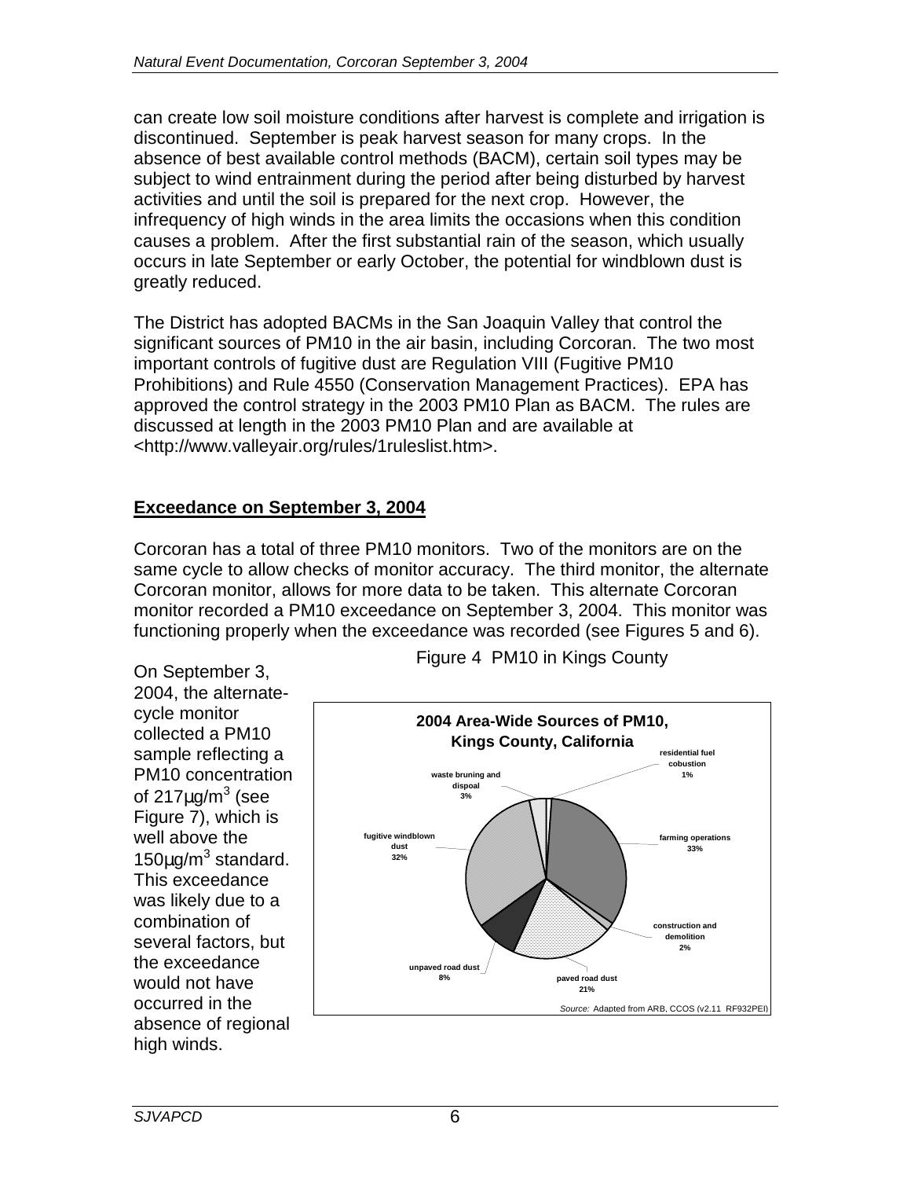can create low soil moisture conditions after harvest is complete and irrigation is discontinued. September is peak harvest season for many crops. In the absence of best available control methods (BACM), certain soil types may be subject to wind entrainment during the period after being disturbed by harvest activities and until the soil is prepared for the next crop. However, the infrequency of high winds in the area limits the occasions when this condition causes a problem. After the first substantial rain of the season, which usually occurs in late September or early October, the potential for windblown dust is greatly reduced.

The District has adopted BACMs in the San Joaquin Valley that control the significant sources of PM10 in the air basin, including Corcoran. The two most important controls of fugitive dust are Regulation VIII (Fugitive PM10 Prohibitions) and Rule 4550 (Conservation Management Practices). EPA has approved the control strategy in the 2003 PM10 Plan as BACM. The rules are discussed at length in the 2003 PM10 Plan and are available at <http://www.valleyair.org/rules/1ruleslist.htm>.

## Exceedance on September 3, 2004

Corcoran has a total of three PM10 monitors. Two of the monitors are on the same cycle to allow checks of monitor accuracy. The third monitor, the alternate Corcoran monitor, allows for more data to be taken. This alternate Corcoran monitor recorded a PM10 exceedance on September 3, 2004. This monitor was functioning properly when the exceedance was recorded (see Figures 5 and 6).

On September 3, 2004, the alternate-cycle monitor collected a PM10 sample reflecting a PM10 concentration of 217µg/m$^3$ (see Figure 7), which is well above the 150µg/m$^3$ standard. This exceedance was likely due to a combination of several factors, but the exceedance would not have occurred in the absence of regional high winds.

Figure 4 PM10 in Kings County

**2004 Area-Wide Sources of PM10, Kings County, California**

| Source | Percent |
|---|---|
| residential fuel cobustion | 1% |
| farming operations | 33% |
| construction and demolition | 2% |
| paved road dust | 21% |
| unpaved road dust | 8% |
| fugitive windblown dust | 32% |
| waste bruning and dispoal | 3% |

*Source:* Adapted from ARB, CCOS (v2.11 RF932PEI)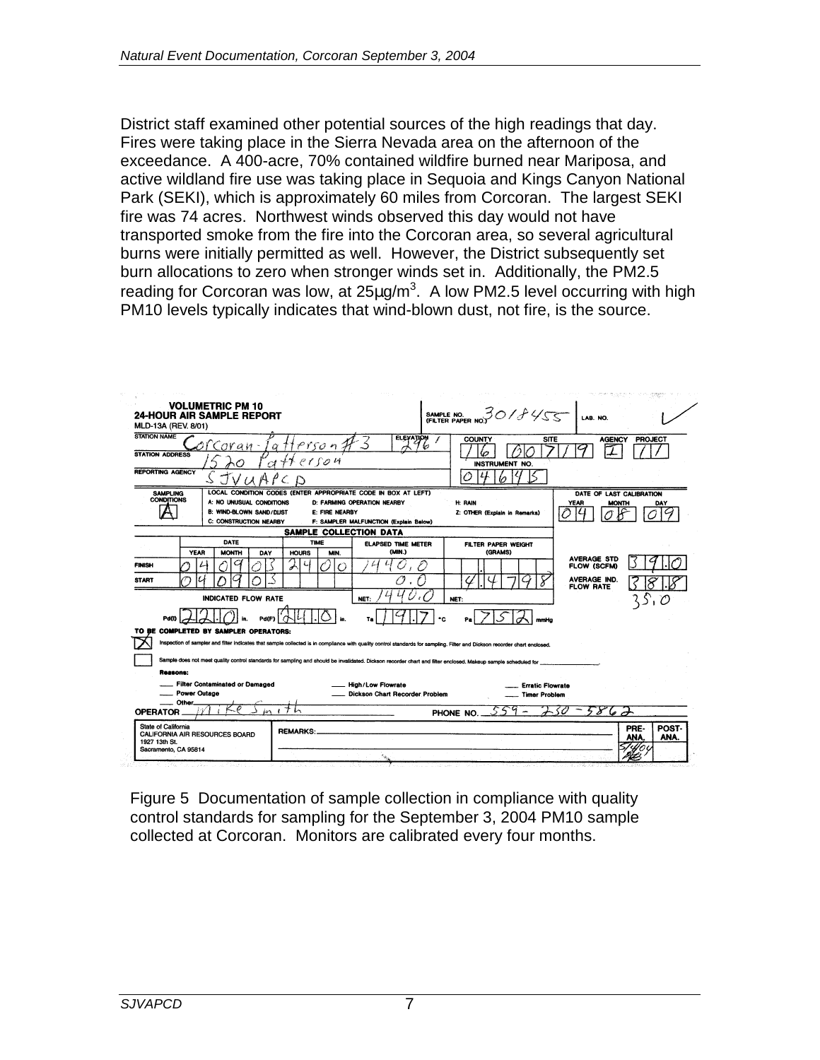District staff examined other potential sources of the high readings that day. Fires were taking place in the Sierra Nevada area on the afternoon of the exceedance. A 400-acre, 70% contained wildfire burned near Mariposa, and active wildland fire use was taking place in Sequoia and Kings Canyon National Park (SEKI), which is approximately 60 miles from Corcoran. The largest SEKI fire was 74 acres. Northwest winds observed this day would not have transported smoke from the fire into the Corcoran area, so several agricultural burns were initially permitted as well. However, the District subsequently set burn allocations to zero when stronger winds set in. Additionally, the PM2.5 reading for Corcoran was low, at 25µg/m$^3$. A low PM2.5 level occurring with high PM10 levels typically indicates that wind-blown dust, not fire, is the source.

**VOLUMETRIC PM 10**
**24-HOUR AIR SAMPLE REPORT**
MLD-13A (REV. 8/01)

SAMPLE NO. (FILTER PAPER NO.) 3018455 LAB. NO.

STATION NAME: Corcoran-Patterson #3 ELEVATION: 296'
STATION ADDRESS: 1520 Patterson
REPORTING AGENCY: SJVUAPCD

COUNTY: 16 SITE: 0071 9 AGENCY: I PROJECT: 1 1
INSTRUMENT NO.: 04645

SAMPLING CONDITIONS: A

LOCAL CONDITION CODES (ENTER APPROPRIATE CODE IN BOX AT LEFT)
A: NO UNUSUAL CONDITIONS
B: WIND-BLOWN SAND/DUST
C: CONSTRUCTION NEARBY
D: FARMING OPERATION NEARBY
E: FIRE NEARBY
F: SAMPLER MALFUNCTION (Explain Below)
H: RAIN
Z: OTHER (Explain in Remarks)

DATE OF LAST CALIBRATION: YEAR 04 MONTH 08 DAY 09

**SAMPLE COLLECTION DATA**

| | YEAR | MONTH | DAY | HOURS | MIN. | ELAPSED TIME METER (MIN.) | FILTER PAPER WEIGHT (GRAMS) |
|---|---|---|---|---|---|---|---|
| FINISH | 04 | 09 | 03 | 24 | 00 | 1440.0 | |
| START | 04 | 09 | 03 | | | 0.0 | 4.4798 |
| | | | | | | NET: 1440.0 | NET: |

AVERAGE STD FLOW (SCFM): 39.0
AVERAGE IND. FLOW RATE: 38.8
35.0

INDICATED FLOW RATE: Pd(I) 22.0 in. Pd(F) 24.0 in. Ta 19.7 °C Pa 752 mmHg

TO BE COMPLETED BY SAMPLER OPERATORS:

[X] Inspection of sampler and filter indicates that sample collected is in compliance with quality control standards for sampling. Filter and Dickson recorder chart enclosed.

[ ] Sample does not meet quality control standards for sampling and should be invalidated. Dickson recorder chart and filter enclosed. Makeup sample scheduled for ______

Reasons:
___ Filter Contaminated or Damaged ___ High/Low Flowrate ___ Erratic Flowrate
___ Power Outage ___ Dickson Chart Recorder Problem ___ Timer Problem
___ Other

OPERATOR: Mike Smith PHONE NO. 559-230-5862

State of California
CALIFORNIA AIR RESOURCES BOARD
1927 13th St.
Sacramento, CA 95814

REMARKS:

PRE-ANA. 5/4/04 POST-ANA.

Figure 5 Documentation of sample collection in compliance with quality control standards for sampling for the September 3, 2004 PM10 sample collected at Corcoran. Monitors are calibrated every four months.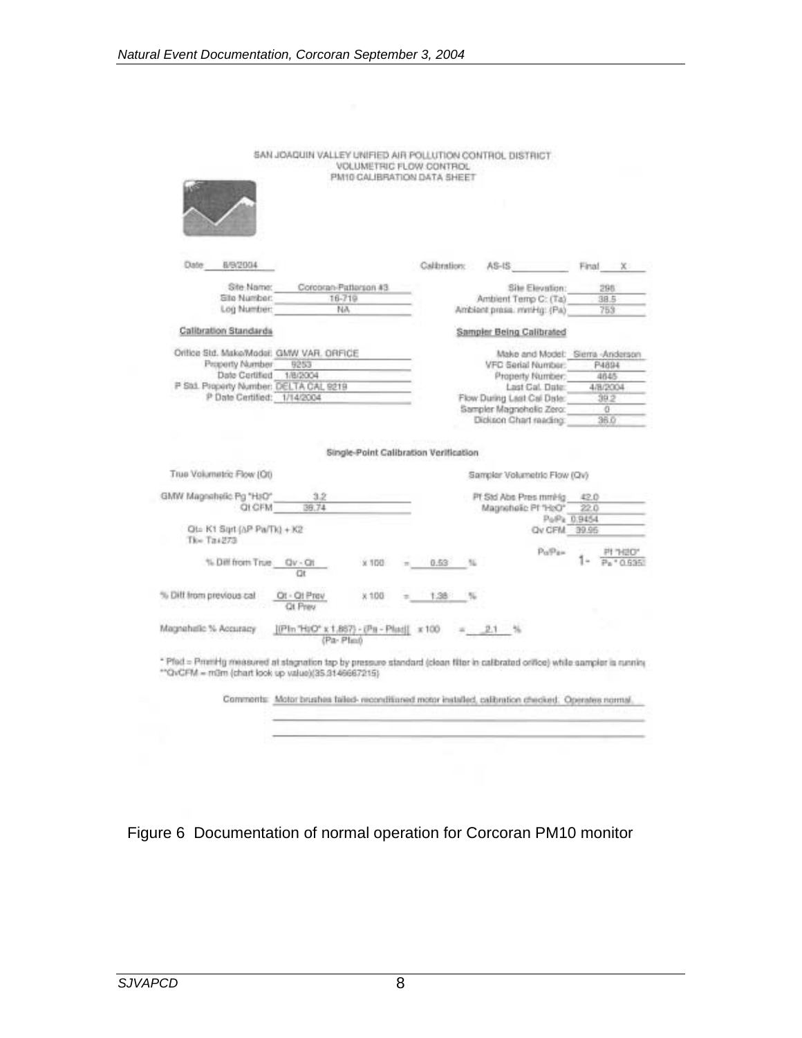SAN JOAQUIN VALLEY UNIFIED AIR POLLUTION CONTROL DISTRICT
VOLUMETRIC FLOW CONTROL
PM10 CALIBRATION DATA SHEET

Date: 8/9/2004 — Calibration: AS-IS ___ Final: X

| | | | |
|---|---|---|---|
| Site Name: | Corcoran-Patterson #3 | Site Elevation: | 298 |
| Site Number: | 16-719 | Ambient Temp C: (Ta) | 38.5 |
| Log Number: | NA | Ambient press. mmHg: (Pa) | 753 |

**Calibration Standards**

| | |
|---|---|
| Orifice Std. Make/Model: | GMW VAR. ORFICE |
| Property Number: | 9253 |
| Date Certified: | 1/8/2004 |
| P Std. Property Number: | DELTA CAL 9219 |
| P Date Certified: | 1/14/2004 |

**Sampler Being Calibrated**

| | |
|---|---|
| Make and Model: | Sierra -Anderson |
| VFC Serial Number: | P4894 |
| Property Number: | 4645 |
| Last Cal. Date: | 4/8/2004 |
| Flow During Last Cal Date: | 39.2 |
| Sampler Magnehelic Zero: | 0 |
| Dickson Chart reading: | 36.0 |

**Single-Point Calibration Verification**

True Volumetric Flow (Qt)

GMW Magnehelic Pg "H2O": 3.2
Qt CFM: 39.74

Qt= K1 Sqrt (ΔP Pa/Tk) + K2
Tk= Ta+273

Sampler Volumetric Flow (Qv)

Pf Std Abs Pres mmHg: 42.0
Magnehelic Pf "H2O": 22.0
Po/Pa: 0.9454
Qv CFM: 39.95

$P_o/P_a = 1 - \frac{Pf \text{ "H2O"}}{P_a * 0.5352}$

% Diff from True: $\frac{Qv - Qt}{Qt} \times 100$ = 0.53 %

% Diff from previous cal: $\frac{Qt - Qt\ Prev}{Qt\ Prev} \times 100$ = 1.38 %

Magnehelic % Accuracy: $\frac{[(Pfn \text{ "H2O"} \times 1.867) - (Pa - Pfsd)]}{(Pa - Pfsd)} \times 100$ = 2.1 %

\* Pfsd = PmmHg measured at stagnation tap by pressure standard (clean filter in calibrated orifice) while sampler is running
\*\*QvCFM = m3m (chart look up value)(35.3146667215)

Comments: Motor brushes failed- reconditioned motor installed, calibration checked. Operates normal.

Figure 6 Documentation of normal operation for Corcoran PM10 monitor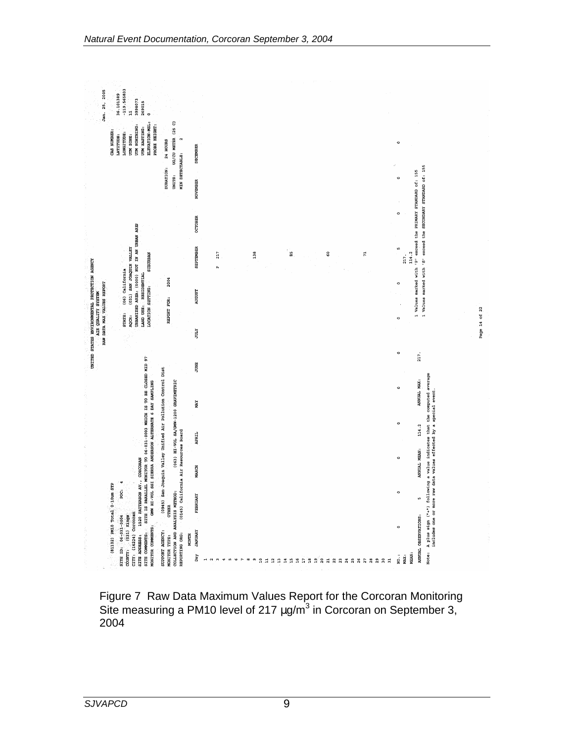UNITED STATES ENVIRONMENTAL PROTECTION AGENCY
AIR QUALITY SYSTEM
RAW DATA MAX VALUES REPORT

Jan. 25, 2005

(81102) PM10 Total 0-10um STP

| | | | |
|---|---|---|---|
| SITE ID: 06-031-0004 | POC: 4 | STATE: (06) California | CAS NUMBER: |
| COUNTY: (031) Kings | | AQCR: (031) SAN JOAQUIN VALLEY | LATITUDE: 36.101389 |
| CITY: (16224) Corcoran | | URBANIZED AREA: (0000) NOT IN AN URBAN AREA | LONGITUDE: -119.565833 |
| SITE ADDRESS: 1520 PATTERSON AV., CORCORAN | | LAND USE: RESIDENTIAL | UTM ZONE: 11 |
| SITE COMMENTS: SITE IS PARALLEL MONITOR TO 06-031-0003 WHICH IS TO BE CLOSED MID 97 | | LOCATION SETTING: SUBURBAN | UTM NORTHING: 3998073 |
| MONITOR COMMENTS: GMW HI-VOL SSI SIERRA ANDERSON ALTERNATE 6 DAY SAMPLING | | | UTM EASTING: 269015 |
| | | | ELEVATION-MSL: 0 |
| | | | PROBE HEIGHT: |

SUPPORT AGENCY: (0945) San Joaquin Valley Unified Air Pollution Control Dist
MONITOR TYPE: OTHER
COLLECTION AND ANALYSIS METHOD: (063) HI-VOL SA/GMW-1200 GRAVIMETRIC
REPORTING ORG: (0145) California Air Resources Board

REPORT FOR: 2004

DURATION: 24 HOURS
UNITS: UG/CU METER (25 C)
MIN DETECTABLE: 2

| Day | JANUARY | FEBRUARY | MARCH | APRIL | MAY | JUNE | JULY | AUGUST | SEPTEMBER | OCTOBER | NOVEMBER | DECEMBER |
|---|---|---|---|---|---|---|---|---|---|---|---|---|
| 1 | | | | | | | | | | | | |
| 2 | | | | | | | | | | | | |
| 3 | | | | | | | | | P 217 | | | |
| 4 | | | | | | | | | | | | |
| 5 | | | | | | | | | | | | |
| 6 | | | | | | | | | | | | |
| 7 | | | | | | | | | | | | |
| 8 | | | | | | | | | | | | |
| 9 | | | | | | | | | 138 | | | |
| 10 | | | | | | | | | | | | |
| 11 | | | | | | | | | | | | |
| 12 | | | | | | | | | | | | |
| 13 | | | | | | | | | | | | |
| 14 | | | | | | | | | | | | |
| 15 | | | | | | | | | 85 | | | |
| 16 | | | | | | | | | | | | |
| 17 | | | | | | | | | | | | |
| 18 | | | | | | | | | | | | |
| 19 | | | | | | | | | | | | |
| 20 | | | | | | | | | | | | |
| 21 | | | | | | | | | 60 | | | |
| 22 | | | | | | | | | | | | |
| 23 | | | | | | | | | | | | |
| 24 | | | | | | | | | | | | |
| 25 | | | | | | | | | | | | |
| 26 | | | | | | | | | | | | |
| 27 | | | | | | | | | 71 | | | |
| 28 | | | | | | | | | | | | |
| 29 | | | | | | | | | | | | |
| 30 | | | | | | | | | | | | |
| 31 | | | | | | | | | | | | |
| NO.: | 0 | 0 | 0 | 0 | 0 | 0 | 0 | 0 | 5 | 0 | 0 | 0 |
| MAX: | | | | | | | | | 217. | | | |
| MEAN: | | | | | | | | | 114.2 | | | |

ANNUAL OBSERVATIONS: 5 ANNUAL MEAN: 114.2 ANNUAL MAX: 217.

1 Values marked with 'P' exceed the PRIMARY STANDARD of: 155
1 Values marked with 'S' exceed the SECONDARY STANDARD of: 155

Note: A plus sign ("+") following a value indicates that the computed average includes one or more raw data values effected by a special event.

Page 14 of 22

Figure 7 Raw Data Maximum Values Report for the Corcoran Monitoring Site measuring a PM10 level of 217 µg/m$^3$ in Corcoran on September 3, 2004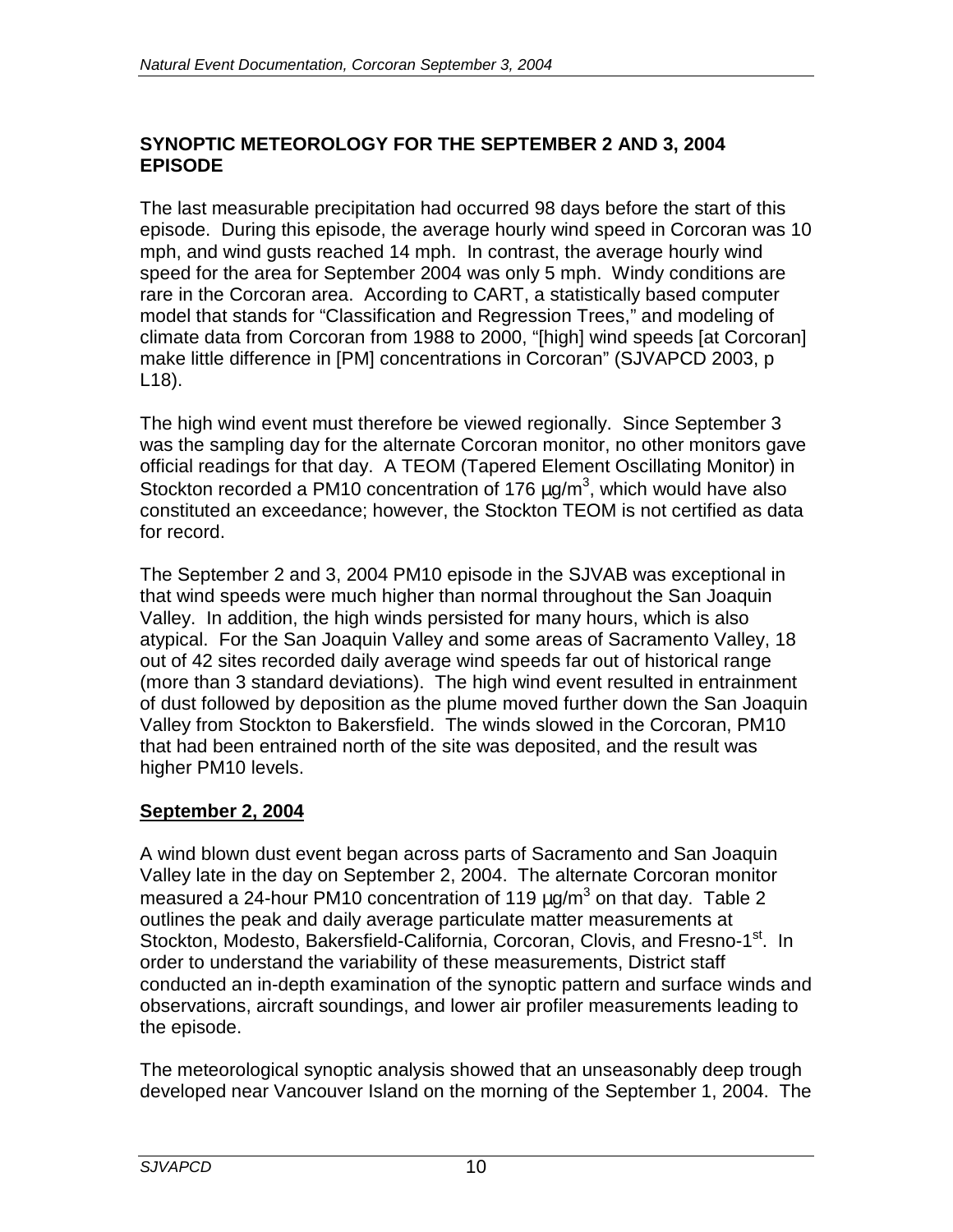## SYNOPTIC METEOROLOGY FOR THE SEPTEMBER 2 AND 3, 2004 EPISODE

The last measurable precipitation had occurred 98 days before the start of this episode. During this episode, the average hourly wind speed in Corcoran was 10 mph, and wind gusts reached 14 mph. In contrast, the average hourly wind speed for the area for September 2004 was only 5 mph. Windy conditions are rare in the Corcoran area. According to CART, a statistically based computer model that stands for "Classification and Regression Trees," and modeling of climate data from Corcoran from 1988 to 2000, "[high] wind speeds [at Corcoran] make little difference in [PM] concentrations in Corcoran" (SJVAPCD 2003, p L18).

The high wind event must therefore be viewed regionally. Since September 3 was the sampling day for the alternate Corcoran monitor, no other monitors gave official readings for that day. A TEOM (Tapered Element Oscillating Monitor) in Stockton recorded a PM10 concentration of 176 µg/m$^3$, which would have also constituted an exceedance; however, the Stockton TEOM is not certified as data for record.

The September 2 and 3, 2004 PM10 episode in the SJVAB was exceptional in that wind speeds were much higher than normal throughout the San Joaquin Valley. In addition, the high winds persisted for many hours, which is also atypical. For the San Joaquin Valley and some areas of Sacramento Valley, 18 out of 42 sites recorded daily average wind speeds far out of historical range (more than 3 standard deviations). The high wind event resulted in entrainment of dust followed by deposition as the plume moved further down the San Joaquin Valley from Stockton to Bakersfield. The winds slowed in the Corcoran, PM10 that had been entrained north of the site was deposited, and the result was higher PM10 levels.

### September 2, 2004

A wind blown dust event began across parts of Sacramento and San Joaquin Valley late in the day on September 2, 2004. The alternate Corcoran monitor measured a 24-hour PM10 concentration of 119 µg/m$^3$ on that day. Table 2 outlines the peak and daily average particulate matter measurements at Stockton, Modesto, Bakersfield-California, Corcoran, Clovis, and Fresno-1st. In order to understand the variability of these measurements, District staff conducted an in-depth examination of the synoptic pattern and surface winds and observations, aircraft soundings, and lower air profiler measurements leading to the episode.

The meteorological synoptic analysis showed that an unseasonably deep trough developed near Vancouver Island on the morning of the September 1, 2004. The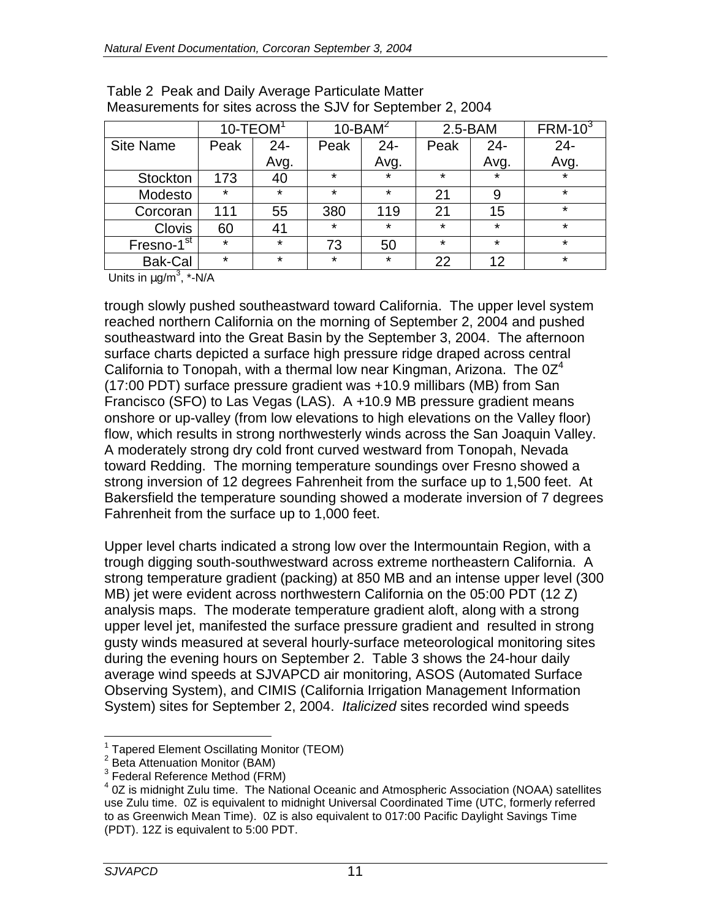Table 2 Peak and Daily Average Particulate Matter Measurements for sites across the SJV for September 2, 2004

| | 10-TEOM[1] | | 10-BAM[2] | | 2.5-BAM | | FRM-10[3] |
|---|---|---|---|---|---|---|---|
| Site Name | Peak | 24-Avg. | Peak | 24-Avg. | Peak | 24-Avg. | 24-Avg. |
| Stockton | 173 | 40 | * | * | * | * | * |
| Modesto | * | * | * | * | 21 | 9 | * |
| Corcoran | 111 | 55 | 380 | 119 | 21 | 15 | * |
| Clovis | 60 | 41 | * | * | * | * | * |
| Fresno-1st | * | * | 73 | 50 | * | * | * |
| Bak-Cal | * | * | * | * | 22 | 12 | * |

Units in µg/m$^3$, *-N/A

trough slowly pushed southeastward toward California. The upper level system reached northern California on the morning of September 2, 2004 and pushed southeastward into the Great Basin by the September 3, 2004. The afternoon surface charts depicted a surface high pressure ridge draped across central California to Tonopah, with a thermal low near Kingman, Arizona. The 0Z[4] (17:00 PDT) surface pressure gradient was +10.9 millibars (MB) from San Francisco (SFO) to Las Vegas (LAS). A +10.9 MB pressure gradient means onshore or up-valley (from low elevations to high elevations on the Valley floor) flow, which results in strong northwesterly winds across the San Joaquin Valley. A moderately strong dry cold front curved westward from Tonopah, Nevada toward Redding. The morning temperature soundings over Fresno showed a strong inversion of 12 degrees Fahrenheit from the surface up to 1,500 feet. At Bakersfield the temperature sounding showed a moderate inversion of 7 degrees Fahrenheit from the surface up to 1,000 feet.

Upper level charts indicated a strong low over the Intermountain Region, with a trough digging south-southwestward across extreme northeastern California. A strong temperature gradient (packing) at 850 MB and an intense upper level (300 MB) jet were evident across northwestern California on the 05:00 PDT (12 Z) analysis maps. The moderate temperature gradient aloft, along with a strong upper level jet, manifested the surface pressure gradient and resulted in strong gusty winds measured at several hourly-surface meteorological monitoring sites during the evening hours on September 2. Table 3 shows the 24-hour daily average wind speeds at SJVAPCD air monitoring, ASOS (Automated Surface Observing System), and CIMIS (California Irrigation Management Information System) sites for September 2, 2004. *Italicized* sites recorded wind speeds

---

[1] Tapered Element Oscillating Monitor (TEOM)

[2] Beta Attenuation Monitor (BAM)

[3] Federal Reference Method (FRM)

[4] 0Z is midnight Zulu time. The National Oceanic and Atmospheric Association (NOAA) satellites use Zulu time. 0Z is equivalent to midnight Universal Coordinated Time (UTC, formerly referred to as Greenwich Mean Time). 0Z is also equivalent to 017:00 Pacific Daylight Savings Time (PDT). 12Z is equivalent to 5:00 PDT.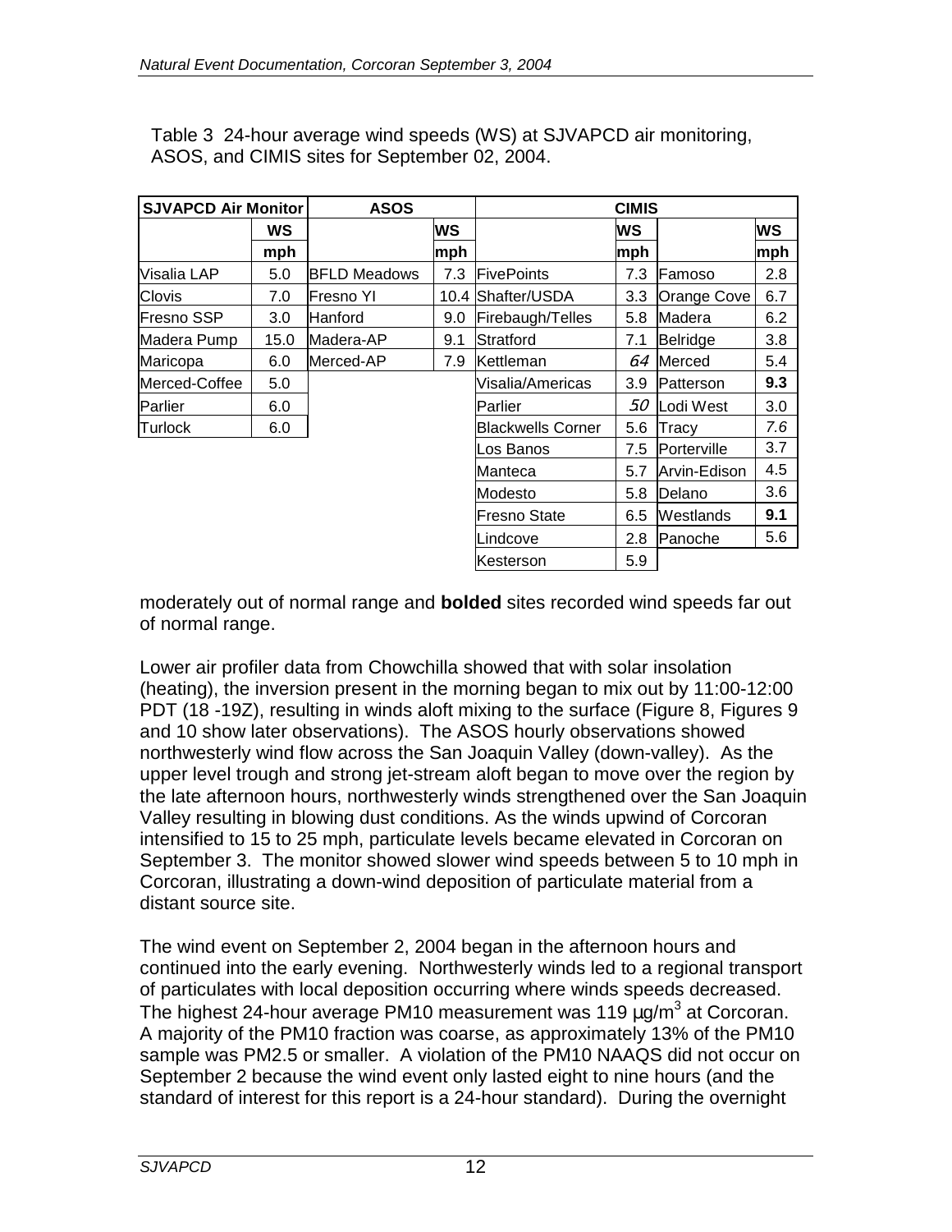Table 3 24-hour average wind speeds (WS) at SJVAPCD air monitoring, ASOS, and CIMIS sites for September 02, 2004.

| SJVAPCD Air Monitor | | ASOS | | CIMIS | | | |
|---|---|---|---|---|---|---|---|
| | WS | | WS | | WS | | WS |
| | mph | | mph | | mph | | mph |
| Visalia LAP | 5.0 | BFLD Meadows | 7.3 | FivePoints | 7.3 | Famoso | 2.8 |
| Clovis | 7.0 | Fresno YI | 10.4 | Shafter/USDA | 3.3 | Orange Cove | 6.7 |
| Fresno SSP | 3.0 | Hanford | 9.0 | Firebaugh/Telles | 5.8 | Madera | 6.2 |
| Madera Pump | 15.0 | Madera-AP | 9.1 | Stratford | 7.1 | Belridge | 3.8 |
| Maricopa | 6.0 | Merced-AP | 7.9 | Kettleman | *6.4* | Merced | 5.4 |
| Merced-Coffee | 5.0 | | | Visalia/Americas | 3.9 | Patterson | **9.3** |
| Parlier | 6.0 | | | Parlier | *5.0* | Lodi West | 3.0 |
| Turlock | 6.0 | | | Blackwells Corner | 5.6 | Tracy | *7.6* |
| | | | | Los Banos | 7.5 | Porterville | 3.7 |
| | | | | Manteca | 5.7 | Arvin-Edison | 4.5 |
| | | | | Modesto | 5.8 | Delano | 3.6 |
| | | | | Fresno State | 6.5 | Westlands | **9.1** |
| | | | | Lindcove | 2.8 | Panoche | 5.6 |
| | | | | Kesterson | 5.9 | | |

moderately out of normal range and **bolded** sites recorded wind speeds far out of normal range.

Lower air profiler data from Chowchilla showed that with solar insolation (heating), the inversion present in the morning began to mix out by 11:00-12:00 PDT (18 -19Z), resulting in winds aloft mixing to the surface (Figure 8, Figures 9 and 10 show later observations). The ASOS hourly observations showed northwesterly wind flow across the San Joaquin Valley (down-valley). As the upper level trough and strong jet-stream aloft began to move over the region by the late afternoon hours, northwesterly winds strengthened over the San Joaquin Valley resulting in blowing dust conditions. As the winds upwind of Corcoran intensified to 15 to 25 mph, particulate levels became elevated in Corcoran on September 3. The monitor showed slower wind speeds between 5 to 10 mph in Corcoran, illustrating a down-wind deposition of particulate material from a distant source site.

The wind event on September 2, 2004 began in the afternoon hours and continued into the early evening. Northwesterly winds led to a regional transport of particulates with local deposition occurring where winds speeds decreased. The highest 24-hour average PM10 measurement was 119 µg/m$^3$ at Corcoran. A majority of the PM10 fraction was coarse, as approximately 13% of the PM10 sample was PM2.5 or smaller. A violation of the PM10 NAAQS did not occur on September 2 because the wind event only lasted eight to nine hours (and the standard of interest for this report is a 24-hour standard). During the overnight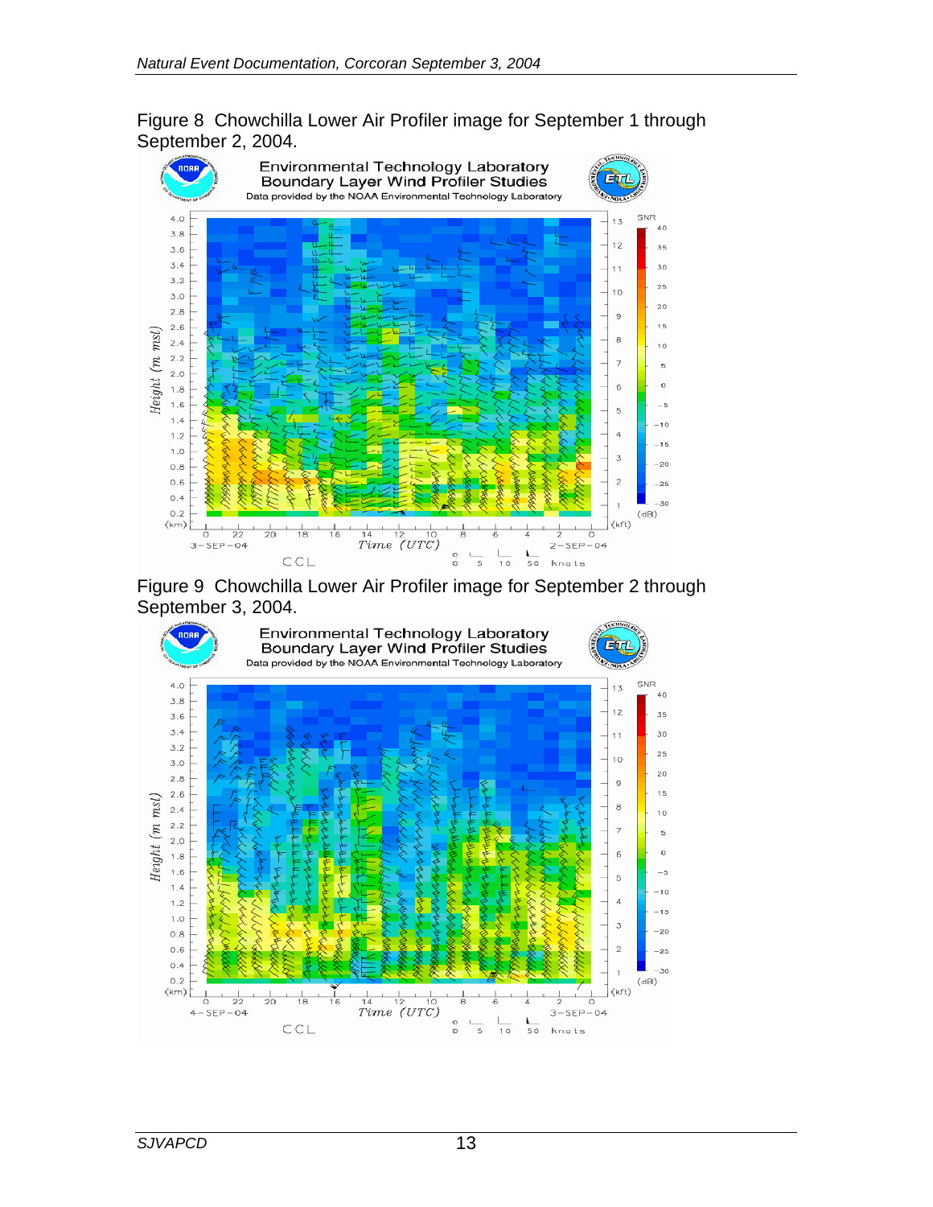Figure 8 Chowchilla Lower Air Profiler image for September 1 through September 2, 2004.

Figure 9 Chowchilla Lower Air Profiler image for September 2 through September 3, 2004.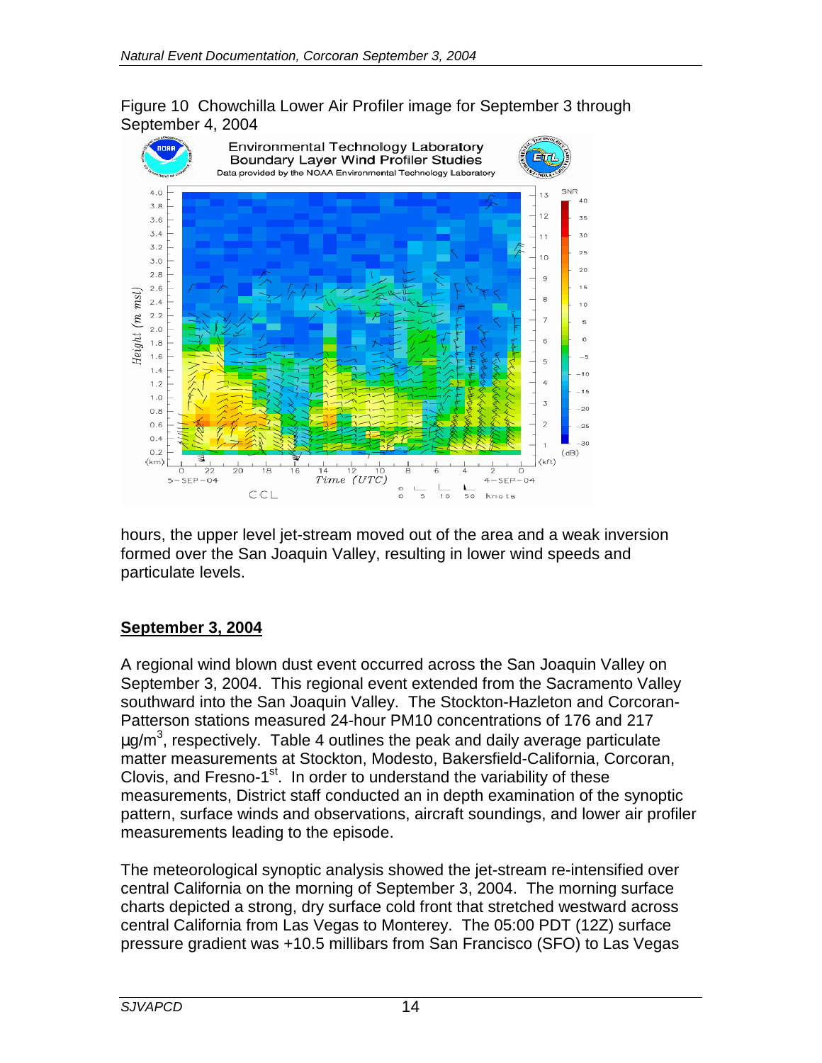Figure 10 Chowchilla Lower Air Profiler image for September 3 through September 4, 2004

hours, the upper level jet-stream moved out of the area and a weak inversion formed over the San Joaquin Valley, resulting in lower wind speeds and particulate levels.

## **September 3, 2004**

A regional wind blown dust event occurred across the San Joaquin Valley on September 3, 2004. This regional event extended from the Sacramento Valley southward into the San Joaquin Valley. The Stockton-Hazleton and Corcoran-Patterson stations measured 24-hour PM10 concentrations of 176 and 217 $\mu g/m^3$, respectively. Table 4 outlines the peak and daily average particulate matter measurements at Stockton, Modesto, Bakersfield-California, Corcoran, Clovis, and Fresno-1st. In order to understand the variability of these measurements, District staff conducted an in depth examination of the synoptic pattern, surface winds and observations, aircraft soundings, and lower air profiler measurements leading to the episode.

The meteorological synoptic analysis showed the jet-stream re-intensified over central California on the morning of September 3, 2004. The morning surface charts depicted a strong, dry surface cold front that stretched westward across central California from Las Vegas to Monterey. The 05:00 PDT (12Z) surface pressure gradient was +10.5 millibars from San Francisco (SFO) to Las Vegas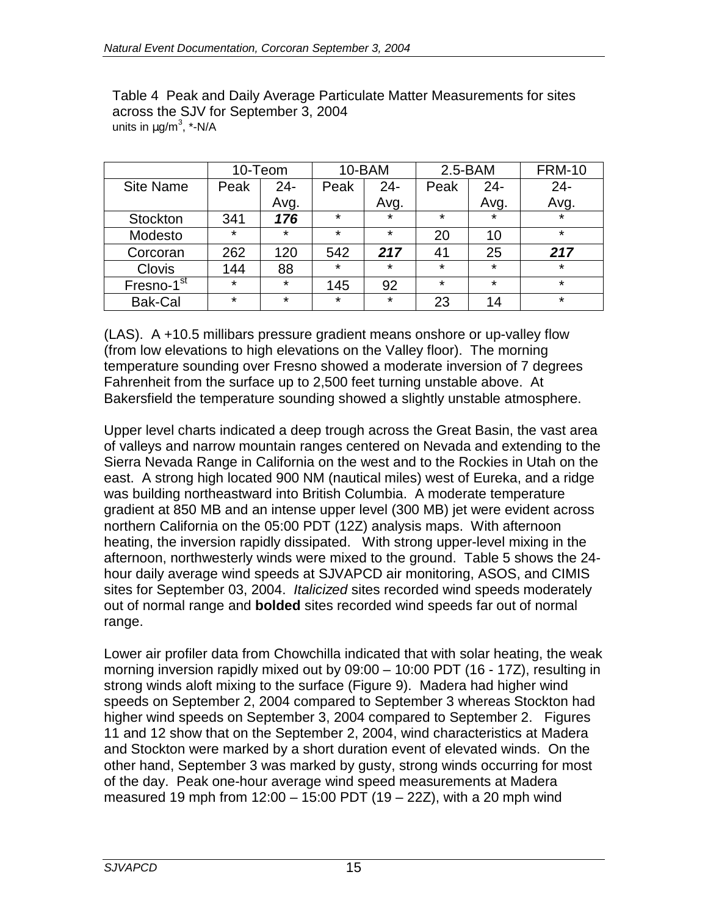Table 4 Peak and Daily Average Particulate Matter Measurements for sites across the SJV for September 3, 2004
units in µg/m$^3$, *-N/A

| | 10-Teom | | 10-BAM | | 2.5-BAM | | FRM-10 |
|---|---|---|---|---|---|---|---|
| Site Name | Peak | 24-Avg. | Peak | 24-Avg. | Peak | 24-Avg. | 24-Avg. |
| Stockton | 341 | ***176*** | * | * | * | * | * |
| Modesto | * | * | * | * | 20 | 10 | * |
| Corcoran | 262 | 120 | 542 | ***217*** | 41 | 25 | ***217*** |
| Clovis | 144 | 88 | * | * | * | * | * |
| Fresno-1st | * | * | 145 | 92 | * | * | * |
| Bak-Cal | * | * | * | * | 23 | 14 | * |

(LAS). A +10.5 millibars pressure gradient means onshore or up-valley flow (from low elevations to high elevations on the Valley floor). The morning temperature sounding over Fresno showed a moderate inversion of 7 degrees Fahrenheit from the surface up to 2,500 feet turning unstable above. At Bakersfield the temperature sounding showed a slightly unstable atmosphere.

Upper level charts indicated a deep trough across the Great Basin, the vast area of valleys and narrow mountain ranges centered on Nevada and extending to the Sierra Nevada Range in California on the west and to the Rockies in Utah on the east. A strong high located 900 NM (nautical miles) west of Eureka, and a ridge was building northeastward into British Columbia. A moderate temperature gradient at 850 MB and an intense upper level (300 MB) jet were evident across northern California on the 05:00 PDT (12Z) analysis maps. With afternoon heating, the inversion rapidly dissipated. With strong upper-level mixing in the afternoon, northwesterly winds were mixed to the ground. Table 5 shows the 24-hour daily average wind speeds at SJVAPCD air monitoring, ASOS, and CIMIS sites for September 03, 2004. *Italicized* sites recorded wind speeds moderately out of normal range and **bolded** sites recorded wind speeds far out of normal range.

Lower air profiler data from Chowchilla indicated that with solar heating, the weak morning inversion rapidly mixed out by 09:00 – 10:00 PDT (16 - 17Z), resulting in strong winds aloft mixing to the surface (Figure 9). Madera had higher wind speeds on September 2, 2004 compared to September 3 whereas Stockton had higher wind speeds on September 3, 2004 compared to September 2. Figures 11 and 12 show that on the September 2, 2004, wind characteristics at Madera and Stockton were marked by a short duration event of elevated winds. On the other hand, September 3 was marked by gusty, strong winds occurring for most of the day. Peak one-hour average wind speed measurements at Madera measured 19 mph from 12:00 – 15:00 PDT (19 – 22Z), with a 20 mph wind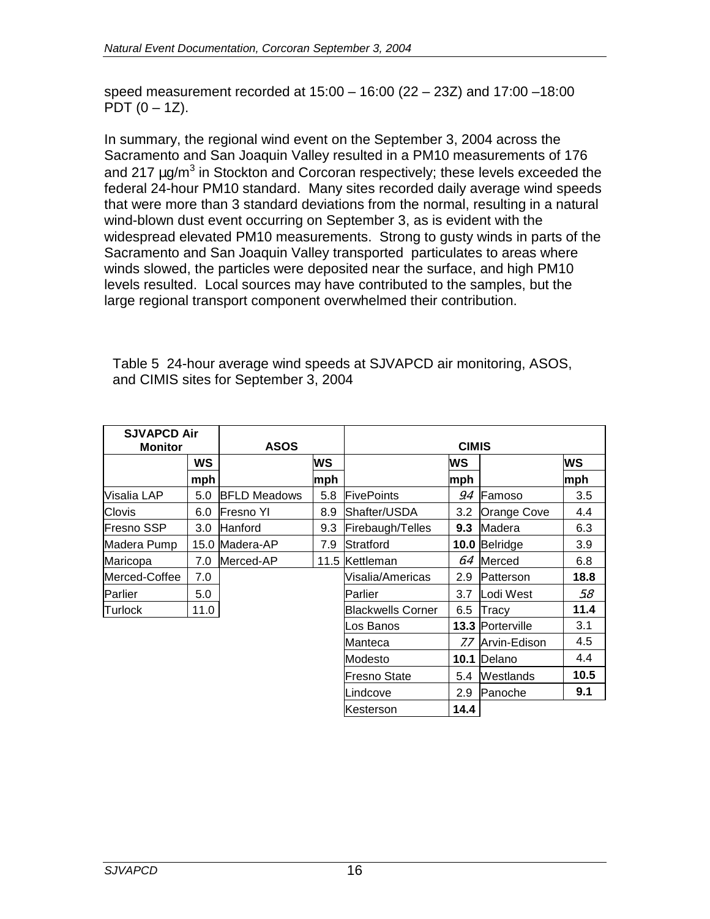speed measurement recorded at 15:00 – 16:00 (22 – 23Z) and 17:00 –18:00 PDT (0 – 1Z).

In summary, the regional wind event on the September 3, 2004 across the Sacramento and San Joaquin Valley resulted in a PM10 measurements of 176 and 217 µg/m$^3$ in Stockton and Corcoran respectively; these levels exceeded the federal 24-hour PM10 standard. Many sites recorded daily average wind speeds that were more than 3 standard deviations from the normal, resulting in a natural wind-blown dust event occurring on September 3, as is evident with the widespread elevated PM10 measurements. Strong to gusty winds in parts of the Sacramento and San Joaquin Valley transported particulates to areas where winds slowed, the particles were deposited near the surface, and high PM10 levels resulted. Local sources may have contributed to the samples, but the large regional transport component overwhelmed their contribution.

Table 5 24-hour average wind speeds at SJVAPCD air monitoring, ASOS, and CIMIS sites for September 3, 2004

| SJVAPCD Air Monitor | | ASOS | | CIMIS | | | |
|---|---|---|---|---|---|---|---|
| | WS mph | | WS mph | | WS mph | | WS mph |
| Visalia LAP | 5.0 | BFLD Meadows | 5.8 | FivePoints | *9.4* | Famoso | 3.5 |
| Clovis | 6.0 | Fresno YI | 8.9 | Shafter/USDA | 3.2 | Orange Cove | 4.4 |
| Fresno SSP | 3.0 | Hanford | 9.3 | Firebaugh/Telles | **9.3** | Madera | 6.3 |
| Madera Pump | 15.0 | Madera-AP | 7.9 | Stratford | **10.0** | Belridge | 3.9 |
| Maricopa | 7.0 | Merced-AP | 11.5 | Kettleman | *6.4* | Merced | 6.8 |
| Merced-Coffee | 7.0 | | | Visalia/Americas | 2.9 | Patterson | **18.8** |
| Parlier | 5.0 | | | Parlier | 3.7 | Lodi West | *5.8* |
| Turlock | 11.0 | | | Blackwells Corner | 6.5 | Tracy | **11.4** |
| | | | | Los Banos | **13.3** | Porterville | 3.1 |
| | | | | Manteca | *7.7* | Arvin-Edison | 4.5 |
| | | | | Modesto | **10.1** | Delano | 4.4 |
| | | | | Fresno State | 5.4 | Westlands | **10.5** |
| | | | | Lindcove | 2.9 | Panoche | **9.1** |
| | | | | Kesterson | **14.4** | | |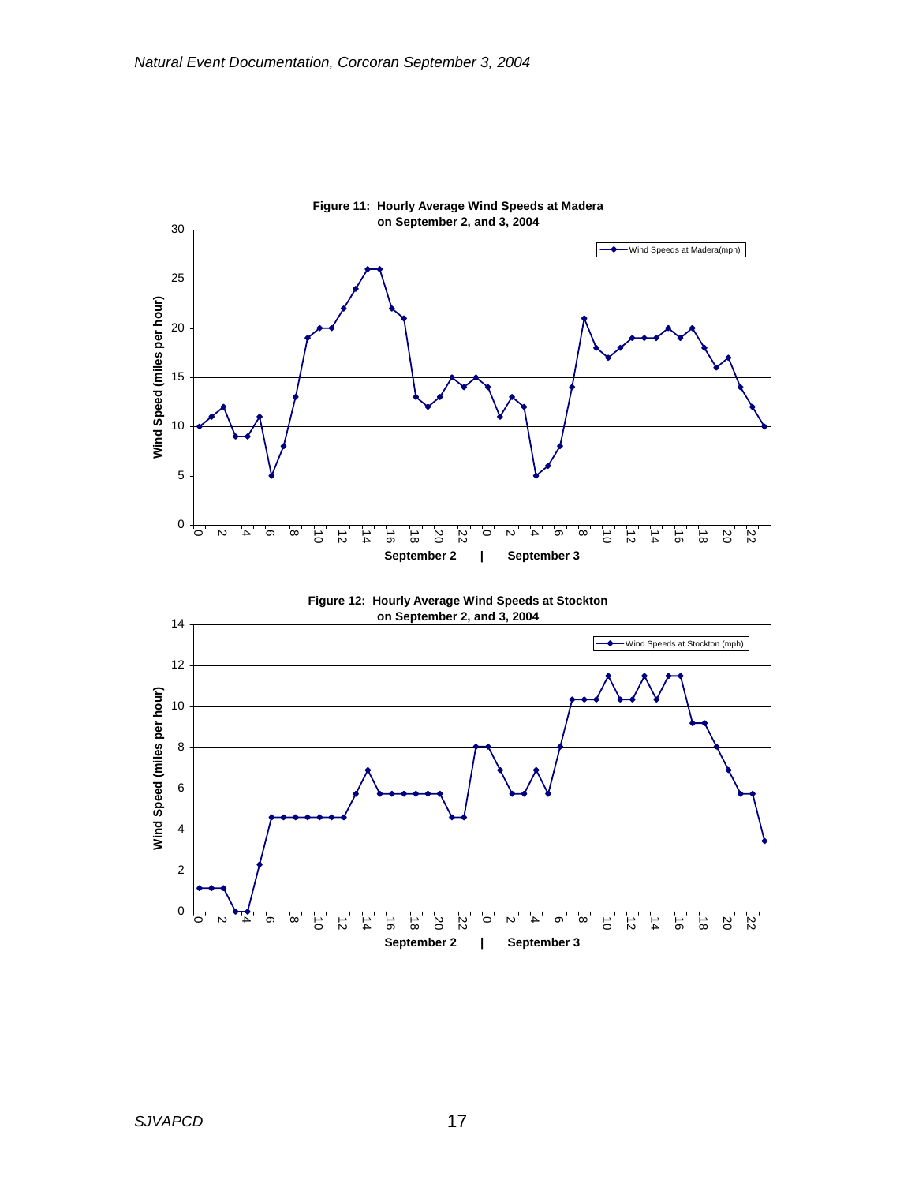**Figure 11: Hourly Average Wind Speeds at Madera on September 2, and 3, 2004**

**Figure 12: Hourly Average Wind Speeds at Stockton on September 2, and 3, 2004**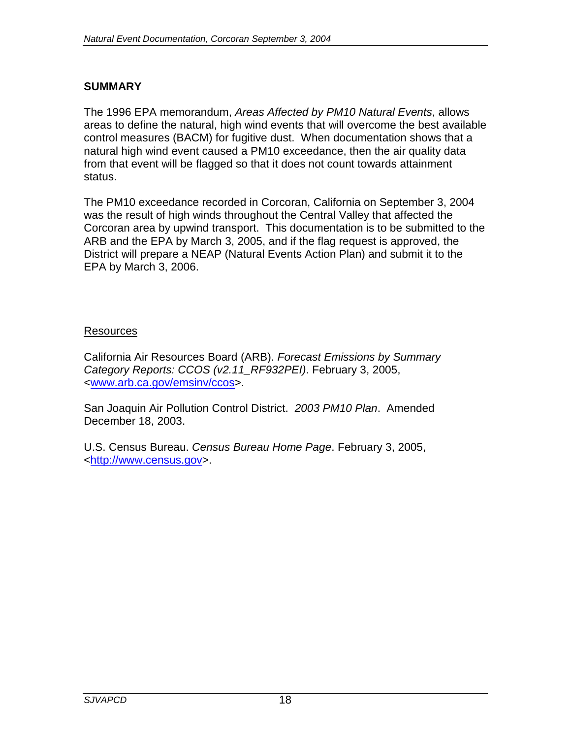## SUMMARY

The 1996 EPA memorandum, *Areas Affected by PM10 Natural Events*, allows areas to define the natural, high wind events that will overcome the best available control measures (BACM) for fugitive dust. When documentation shows that a natural high wind event caused a PM10 exceedance, then the air quality data from that event will be flagged so that it does not count towards attainment status.

The PM10 exceedance recorded in Corcoran, California on September 3, 2004 was the result of high winds throughout the Central Valley that affected the Corcoran area by upwind transport. This documentation is to be submitted to the ARB and the EPA by March 3, 2005, and if the flag request is approved, the District will prepare a NEAP (Natural Events Action Plan) and submit it to the EPA by March 3, 2006.

### Resources

California Air Resources Board (ARB). *Forecast Emissions by Summary Category Reports: CCOS (v2.11_RF932PEI)*. February 3, 2005, <www.arb.ca.gov/emsinv/ccos>.

San Joaquin Air Pollution Control District. *2003 PM10 Plan*. Amended December 18, 2003.

U.S. Census Bureau. *Census Bureau Home Page*. February 3, 2005, <http://www.census.gov>.